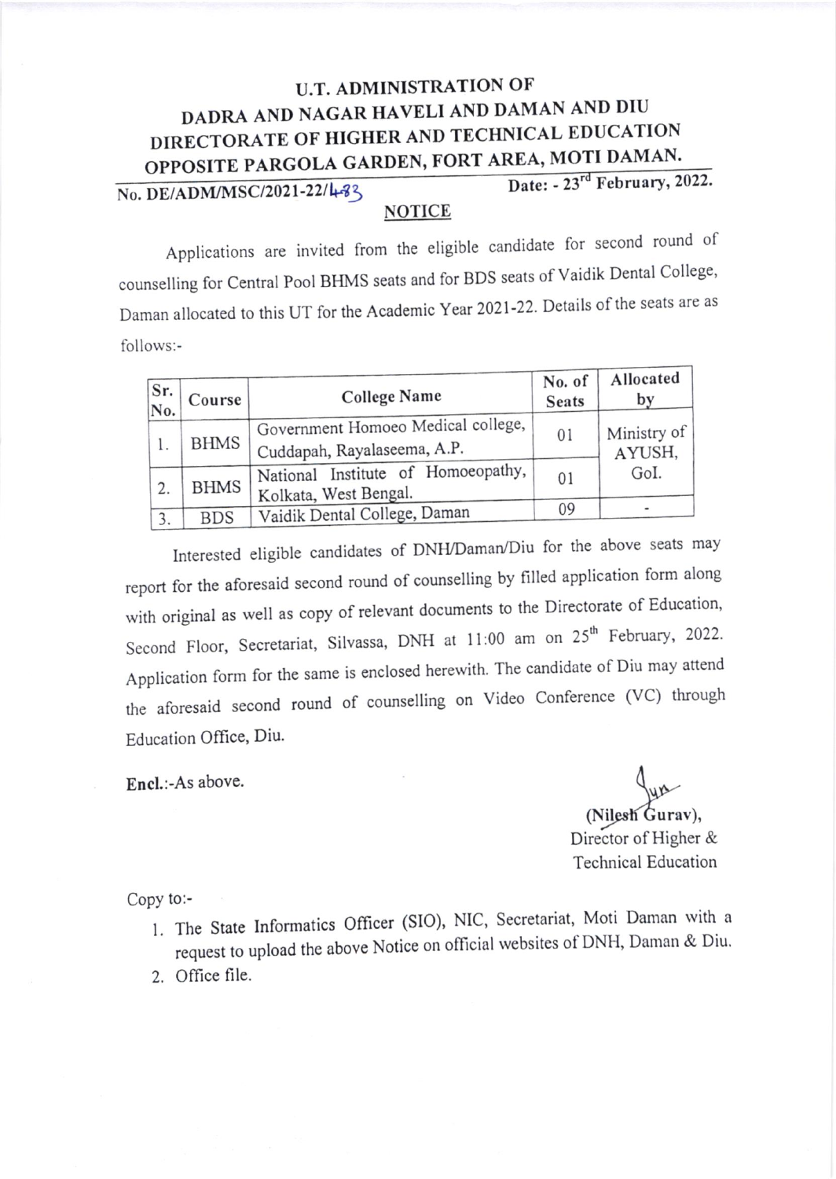# U.T. ADMINISTRATION OF DADRA AND NAGAR HAVELI AND DAMAN AND DIU
## DIRECTORATE OF HIGHER AND TECHNICAL EDUCATION
## OPPOSITE PARGOLA GARDEN, FORT AREA, MOTI DAMAN.

**No. DE/ADM/MSC/2021-22/483** **Date: - 23rd February, 2022.**

### NOTICE

Applications are invited from the eligible candidate for second round of counselling for Central Pool BHMS seats and for BDS seats of Vaidik Dental College, Daman allocated to this UT for the Academic Year 2021-22. Details of the seats are as follows:-

| Sr. No. | Course | College Name | No. of Seats | Allocated by |
|---|---|---|---|---|
| 1. | BHMS | Government Homoeo Medical college, Cuddapah, Rayalaseema, A.P. | 01 | Ministry of AYUSH, GoI. |
| 2. | BHMS | National Institute of Homoeopathy, Kolkata, West Bengal. | 01 | |
| 3. | BDS | Vaidik Dental College, Daman | 09 | - |

Interested eligible candidates of DNH/Daman/Diu for the above seats may report for the aforesaid second round of counselling by filled application form along with original as well as copy of relevant documents to the Directorate of Education, Second Floor, Secretariat, Silvassa, DNH at 11:00 am on 25th February, 2022. Application form for the same is enclosed herewith. The candidate of Diu may attend the aforesaid second round of counselling on Video Conference (VC) through Education Office, Diu.

**Encl.**:-As above.

(Nilesh Gurav),
Director of Higher &
Technical Education

Copy to:-

1. The State Informatics Officer (SIO), NIC, Secretariat, Moti Daman with a request to upload the above Notice on official websites of DNH, Daman & Diu.
2. Office file.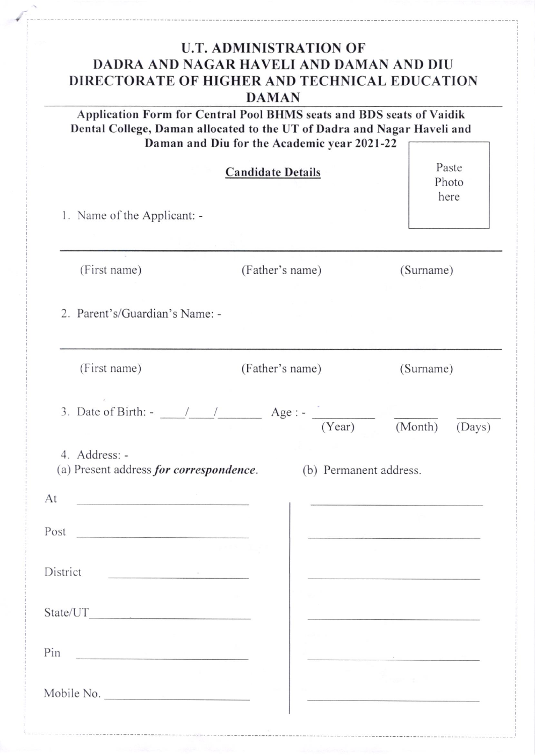# U.T. ADMINISTRATION OF DADRA AND NAGAR HAVELI AND DAMAN AND DIU DIRECTORATE OF HIGHER AND TECHNICAL EDUCATION DAMAN

**Application Form for Central Pool BHMS seats and BDS seats of Vaidik Dental College, Daman allocated to the UT of Dadra and Nagar Haveli and Daman and Diu for the Academic year 2021-22**

Paste Photo here

## Candidate Details

1. Name of the Applicant: -

_______________________________________________

(First name) (Father's name) (Surname)

2. Parent's/Guardian's Name: -

_______________________________________________

(First name) (Father's name) (Surname)

3. Date of Birth: - ____/____/_______ Age : - _________ (Year) _______ (Month) _______ (Days)

4. Address: -

| (a) Present address ***for correspondence***. | (b) Permanent address. |
|---|---|
| At ____________________ | ____________________ |
| Post ____________________ | ____________________ |
| District ____________________ | ____________________ |
| State/UT ____________________ | ____________________ |
| Pin ____________________ | ____________________ |
| Mobile No. ____________________ | ____________________ |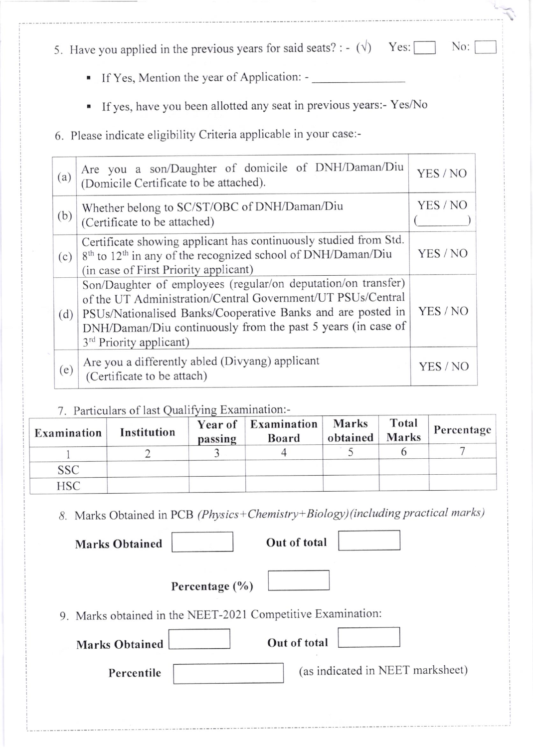5. Have you applied in the previous years for said seats? : - (√) Yes: ☐ No: ☐

   - If Yes, Mention the year of Application: - _______________
   - If yes, have you been allotted any seat in previous years:- Yes/No

6. Please indicate eligibility Criteria applicable in your case:-

| | | |
|---|---|---|
| (a) | Are you a son/Daughter of domicile of DNH/Daman/Diu (Domicile Certificate to be attached). | YES / NO |
| (b) | Whether belong to SC/ST/OBC of DNH/Daman/Diu (Certificate to be attached) | YES / NO (________) |
| (c) | Certificate showing applicant has continuously studied from Std. 8th to 12th in any of the recognized school of DNH/Daman/Diu (in case of First Priority applicant) | YES / NO |
| (d) | Son/Daughter of employees (regular/on deputation/on transfer) of the UT Administration/Central Government/UT PSUs/Central PSUs/Nationalised Banks/Cooperative Banks and are posted in DNH/Daman/Diu continuously from the past 5 years (in case of 3rd Priority applicant) | YES / NO |
| (e) | Are you a differently abled (Divyang) applicant (Certificate to be attach) | YES / NO |

7. Particulars of last Qualifying Examination:-

| Examination | Institution | Year of passing | Examination Board | Marks obtained | Total Marks | Percentage |
|---|---|---|---|---|---|---|
| 1 | 2 | 3 | 4 | 5 | 6 | 7 |
| SSC | | | | | | |
| HSC | | | | | | |

8. Marks Obtained in PCB *(Physics+Chemistry+Biology)(including practical marks)*

**Marks Obtained** ☐ **Out of total** ☐

**Percentage (%)** ☐

9. Marks obtained in the NEET-2021 Competitive Examination:

**Marks Obtained** ☐ **Out of total** ☐

**Percentile** ☐ (as indicated in NEET marksheet)